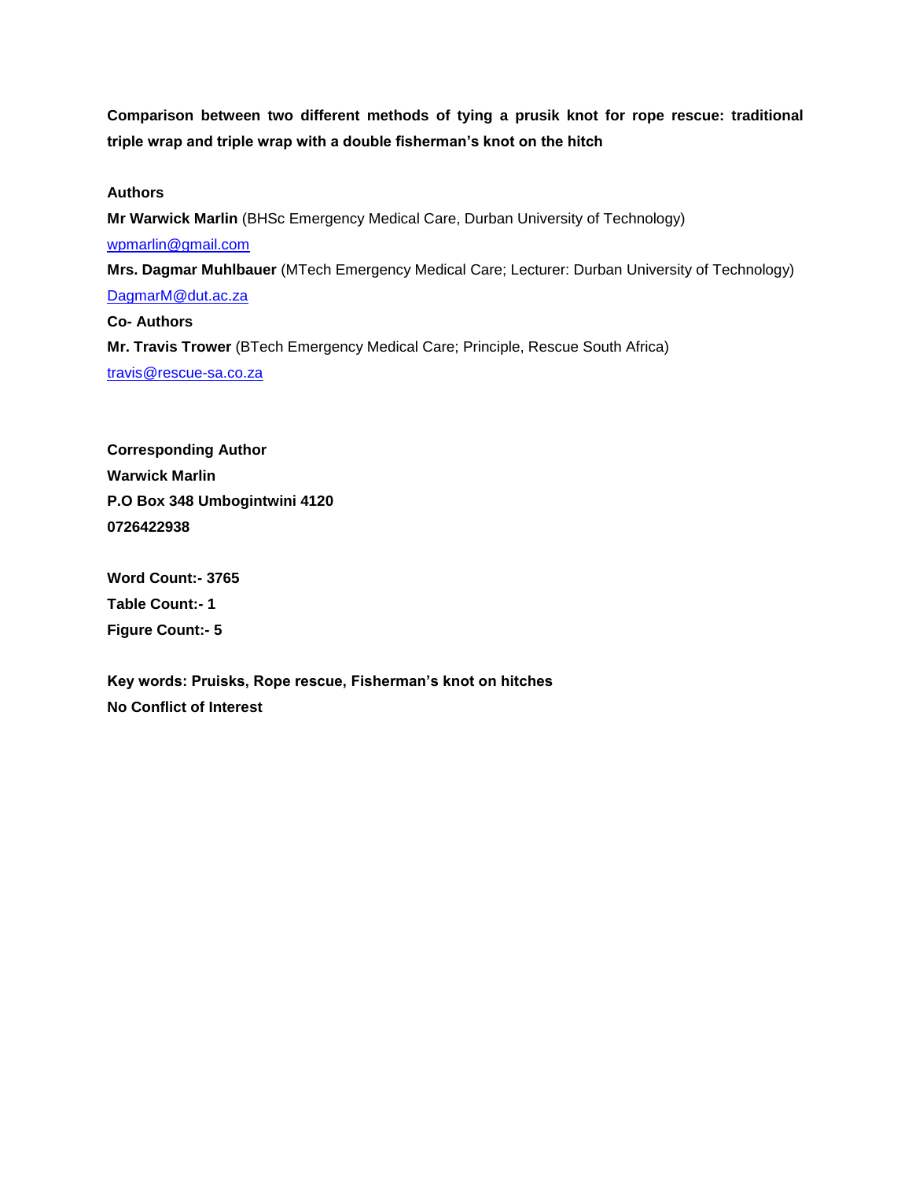**Comparison between two different methods of tying a prusik knot for rope rescue: traditional triple wrap and triple wrap with a double fisherman's knot on the hitch**

**Authors**

**Mr Warwick Marlin** (BHSc Emergency Medical Care, Durban University of Technology)
wpmarlin@gmail.com

**Mrs. Dagmar Muhlbauer** (MTech Emergency Medical Care; Lecturer: Durban University of Technology)
DagmarM@dut.ac.za

**Co- Authors**

**Mr. Travis Trower** (BTech Emergency Medical Care; Principle, Rescue South Africa)
travis@rescue-sa.co.za

**Corresponding Author**
**Warwick Marlin**
**P.O Box 348 Umbogintwini 4120**
**0726422938**

**Word Count:- 3765**
**Table Count:- 1**
**Figure Count:- 5**

**Key words: Pruisks, Rope rescue, Fisherman's knot on hitches**
**No Conflict of Interest**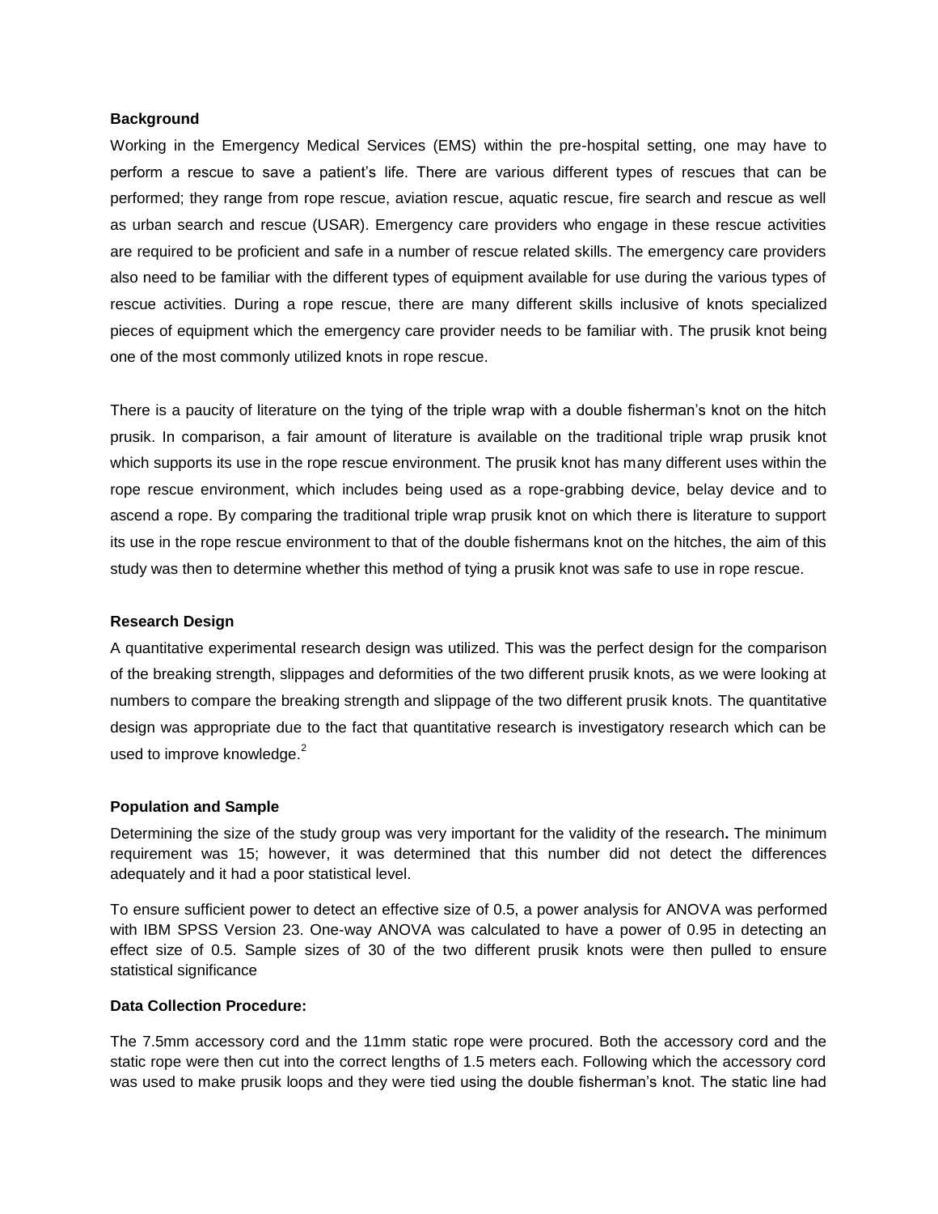**Background**

Working in the Emergency Medical Services (EMS) within the pre-hospital setting, one may have to perform a rescue to save a patient's life. There are various different types of rescues that can be performed; they range from rope rescue, aviation rescue, aquatic rescue, fire search and rescue as well as urban search and rescue (USAR). Emergency care providers who engage in these rescue activities are required to be proficient and safe in a number of rescue related skills. The emergency care providers also need to be familiar with the different types of equipment available for use during the various types of rescue activities. During a rope rescue, there are many different skills inclusive of knots specialized pieces of equipment which the emergency care provider needs to be familiar with. The prusik knot being one of the most commonly utilized knots in rope rescue.

There is a paucity of literature on the tying of the triple wrap with a double fisherman's knot on the hitch prusik. In comparison, a fair amount of literature is available on the traditional triple wrap prusik knot which supports its use in the rope rescue environment. The prusik knot has many different uses within the rope rescue environment, which includes being used as a rope-grabbing device, belay device and to ascend a rope. By comparing the traditional triple wrap prusik knot on which there is literature to support its use in the rope rescue environment to that of the double fishermans knot on the hitches, the aim of this study was then to determine whether this method of tying a prusik knot was safe to use in rope rescue.

**Research Design**

A quantitative experimental research design was utilized. This was the perfect design for the comparison of the breaking strength, slippages and deformities of the two different prusik knots, as we were looking at numbers to compare the breaking strength and slippage of the two different prusik knots. The quantitative design was appropriate due to the fact that quantitative research is investigatory research which can be used to improve knowledge.[2]

**Population and Sample**

Determining the size of the study group was very important for the validity of the research**.** The minimum requirement was 15; however, it was determined that this number did not detect the differences adequately and it had a poor statistical level.

To ensure sufficient power to detect an effective size of 0.5, a power analysis for ANOVA was performed with IBM SPSS Version 23. One-way ANOVA was calculated to have a power of 0.95 in detecting an effect size of 0.5. Sample sizes of 30 of the two different prusik knots were then pulled to ensure statistical significance

**Data Collection Procedure:**

The 7.5mm accessory cord and the 11mm static rope were procured. Both the accessory cord and the static rope were then cut into the correct lengths of 1.5 meters each. Following which the accessory cord was used to make prusik loops and they were tied using the double fisherman's knot. The static line had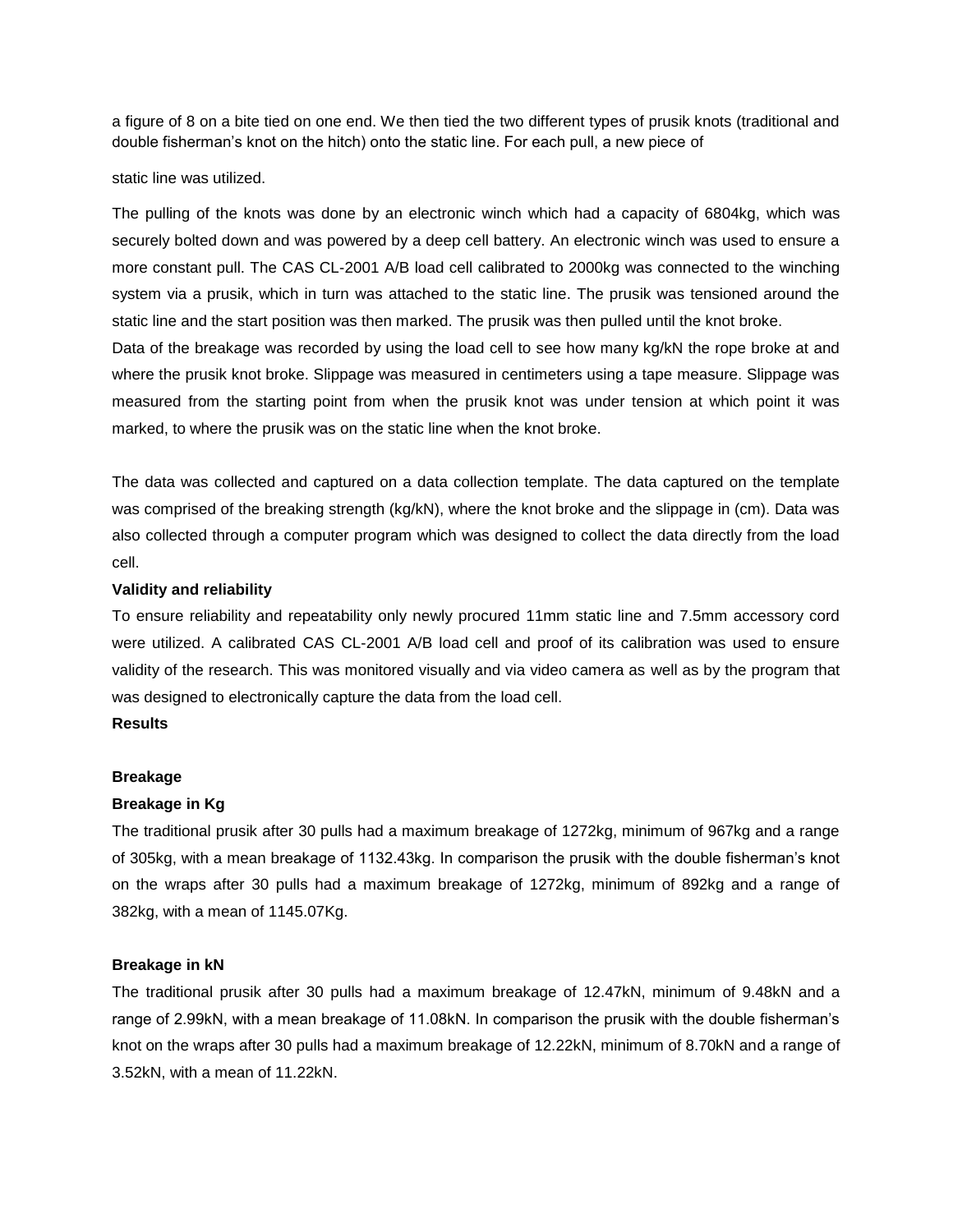a figure of 8 on a bite tied on one end. We then tied the two different types of prusik knots (traditional and double fisherman's knot on the hitch) onto the static line. For each pull, a new piece of

static line was utilized.

The pulling of the knots was done by an electronic winch which had a capacity of 6804kg, which was securely bolted down and was powered by a deep cell battery. An electronic winch was used to ensure a more constant pull. The CAS CL-2001 A/B load cell calibrated to 2000kg was connected to the winching system via a prusik, which in turn was attached to the static line. The prusik was tensioned around the static line and the start position was then marked. The prusik was then pulled until the knot broke.
Data of the breakage was recorded by using the load cell to see how many kg/kN the rope broke at and where the prusik knot broke. Slippage was measured in centimeters using a tape measure. Slippage was measured from the starting point from when the prusik knot was under tension at which point it was marked, to where the prusik was on the static line when the knot broke.

The data was collected and captured on a data collection template. The data captured on the template was comprised of the breaking strength (kg/kN), where the knot broke and the slippage in (cm). Data was also collected through a computer program which was designed to collect the data directly from the load cell.

**Validity and reliability**

To ensure reliability and repeatability only newly procured 11mm static line and 7.5mm accessory cord were utilized. A calibrated CAS CL-2001 A/B load cell and proof of its calibration was used to ensure validity of the research. This was monitored visually and via video camera as well as by the program that was designed to electronically capture the data from the load cell.

**Results**

**Breakage**

**Breakage in Kg**

The traditional prusik after 30 pulls had a maximum breakage of 1272kg, minimum of 967kg and a range of 305kg, with a mean breakage of 1132.43kg. In comparison the prusik with the double fisherman's knot on the wraps after 30 pulls had a maximum breakage of 1272kg, minimum of 892kg and a range of 382kg, with a mean of 1145.07Kg.

**Breakage in kN**

The traditional prusik after 30 pulls had a maximum breakage of 12.47kN, minimum of 9.48kN and a range of 2.99kN, with a mean breakage of 11.08kN. In comparison the prusik with the double fisherman's knot on the wraps after 30 pulls had a maximum breakage of 12.22kN, minimum of 8.70kN and a range of 3.52kN, with a mean of 11.22kN.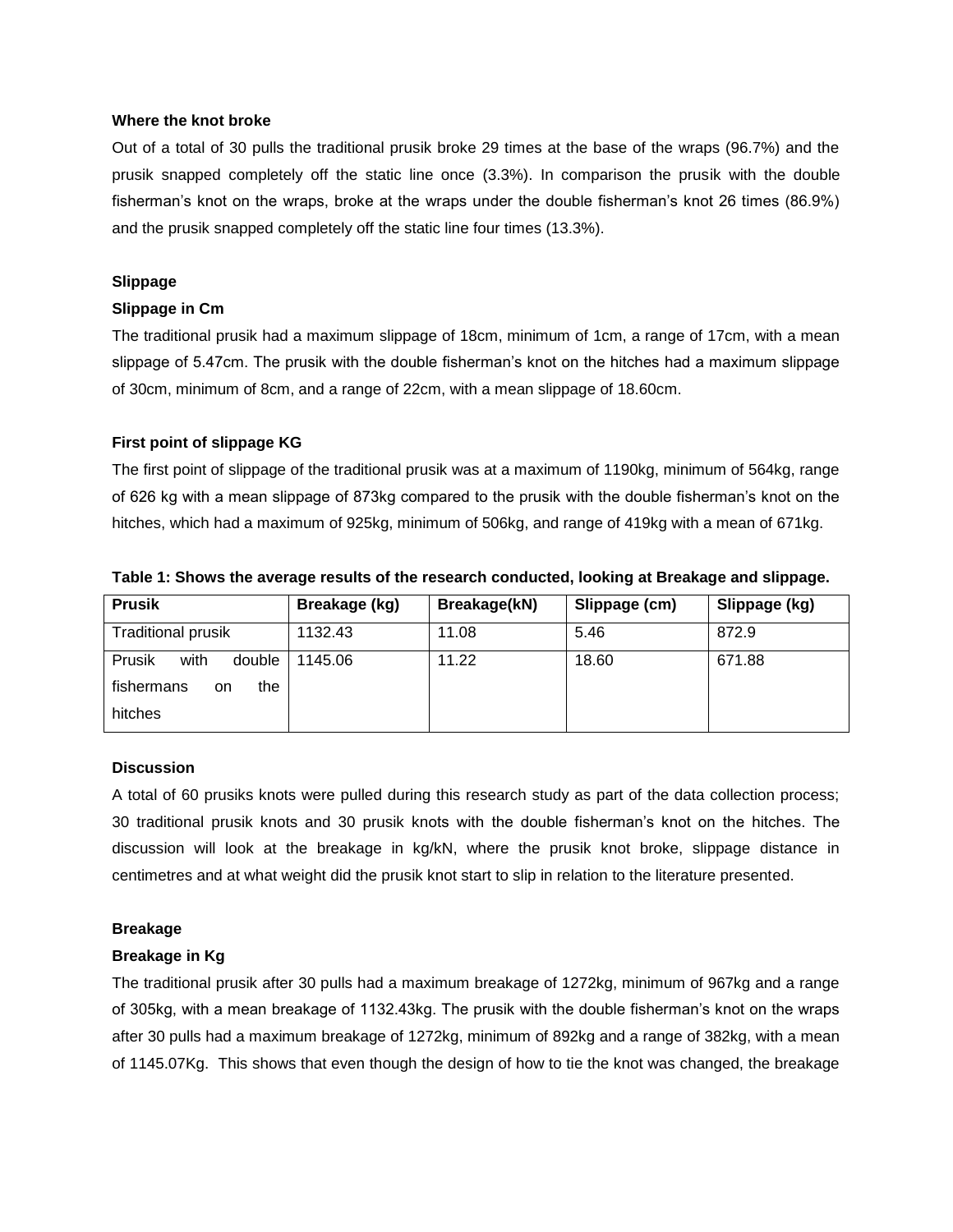**Where the knot broke**

Out of a total of 30 pulls the traditional prusik broke 29 times at the base of the wraps (96.7%) and the prusik snapped completely off the static line once (3.3%). In comparison the prusik with the double fisherman's knot on the wraps, broke at the wraps under the double fisherman's knot 26 times (86.9%) and the prusik snapped completely off the static line four times (13.3%).

**Slippage**

**Slippage in Cm**

The traditional prusik had a maximum slippage of 18cm, minimum of 1cm, a range of 17cm, with a mean slippage of 5.47cm. The prusik with the double fisherman's knot on the hitches had a maximum slippage of 30cm, minimum of 8cm, and a range of 22cm, with a mean slippage of 18.60cm.

**First point of slippage KG**

The first point of slippage of the traditional prusik was at a maximum of 1190kg, minimum of 564kg, range of 626 kg with a mean slippage of 873kg compared to the prusik with the double fisherman's knot on the hitches, which had a maximum of 925kg, minimum of 506kg, and range of 419kg with a mean of 671kg.

**Table 1: Shows the average results of the research conducted, looking at Breakage and slippage.**

| Prusik | Breakage (kg) | Breakage(kN) | Slippage (cm) | Slippage (kg) |
|---|---|---|---|---|
| Traditional prusik | 1132.43 | 11.08 | 5.46 | 872.9 |
| Prusik with double fishermans on the hitches | 1145.06 | 11.22 | 18.60 | 671.88 |

**Discussion**

A total of 60 prusiks knots were pulled during this research study as part of the data collection process; 30 traditional prusik knots and 30 prusik knots with the double fisherman's knot on the hitches. The discussion will look at the breakage in kg/kN, where the prusik knot broke, slippage distance in centimetres and at what weight did the prusik knot start to slip in relation to the literature presented.

**Breakage**

**Breakage in Kg**

The traditional prusik after 30 pulls had a maximum breakage of 1272kg, minimum of 967kg and a range of 305kg, with a mean breakage of 1132.43kg. The prusik with the double fisherman's knot on the wraps after 30 pulls had a maximum breakage of 1272kg, minimum of 892kg and a range of 382kg, with a mean of 1145.07Kg. This shows that even though the design of how to tie the knot was changed, the breakage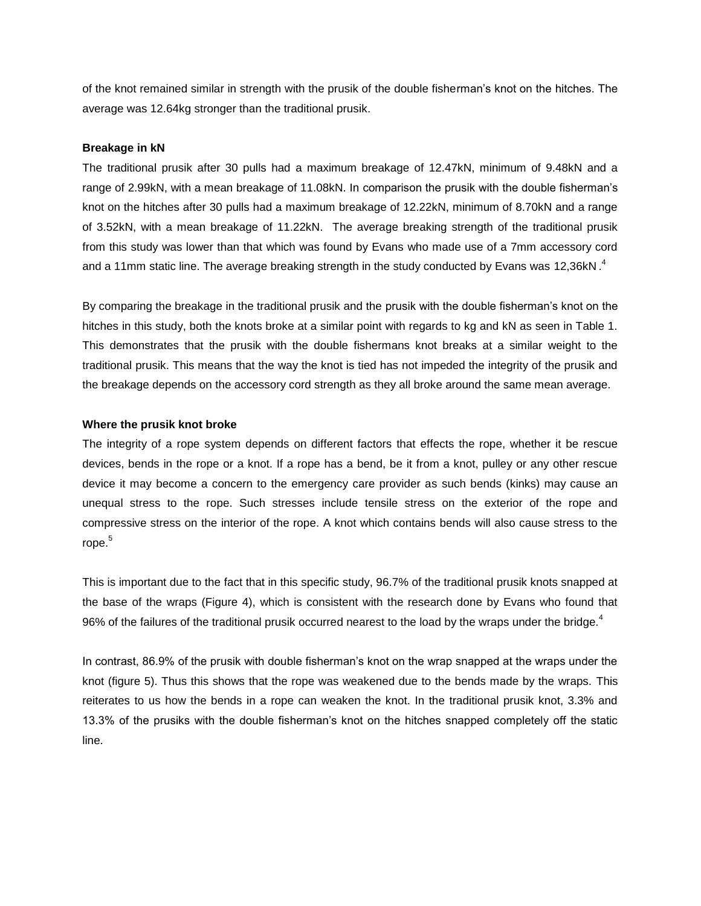of the knot remained similar in strength with the prusik of the double fisherman's knot on the hitches. The average was 12.64kg stronger than the traditional prusik.

**Breakage in kN**

The traditional prusik after 30 pulls had a maximum breakage of 12.47kN, minimum of 9.48kN and a range of 2.99kN, with a mean breakage of 11.08kN. In comparison the prusik with the double fisherman's knot on the hitches after 30 pulls had a maximum breakage of 12.22kN, minimum of 8.70kN and a range of 3.52kN, with a mean breakage of 11.22kN. The average breaking strength of the traditional prusik from this study was lower than that which was found by Evans who made use of a 7mm accessory cord and a 11mm static line. The average breaking strength in the study conducted by Evans was 12,36kN.[4]

By comparing the breakage in the traditional prusik and the prusik with the double fisherman's knot on the hitches in this study, both the knots broke at a similar point with regards to kg and kN as seen in Table 1. This demonstrates that the prusik with the double fishermans knot breaks at a similar weight to the traditional prusik. This means that the way the knot is tied has not impeded the integrity of the prusik and the breakage depends on the accessory cord strength as they all broke around the same mean average.

**Where the prusik knot broke**

The integrity of a rope system depends on different factors that effects the rope, whether it be rescue devices, bends in the rope or a knot. If a rope has a bend, be it from a knot, pulley or any other rescue device it may become a concern to the emergency care provider as such bends (kinks) may cause an unequal stress to the rope. Such stresses include tensile stress on the exterior of the rope and compressive stress on the interior of the rope. A knot which contains bends will also cause stress to the rope.[5]

This is important due to the fact that in this specific study, 96.7% of the traditional prusik knots snapped at the base of the wraps (Figure 4), which is consistent with the research done by Evans who found that 96% of the failures of the traditional prusik occurred nearest to the load by the wraps under the bridge.[4]

In contrast, 86.9% of the prusik with double fisherman's knot on the wrap snapped at the wraps under the knot (figure 5). Thus this shows that the rope was weakened due to the bends made by the wraps. This reiterates to us how the bends in a rope can weaken the knot. In the traditional prusik knot, 3.3% and 13.3% of the prusiks with the double fisherman's knot on the hitches snapped completely off the static line.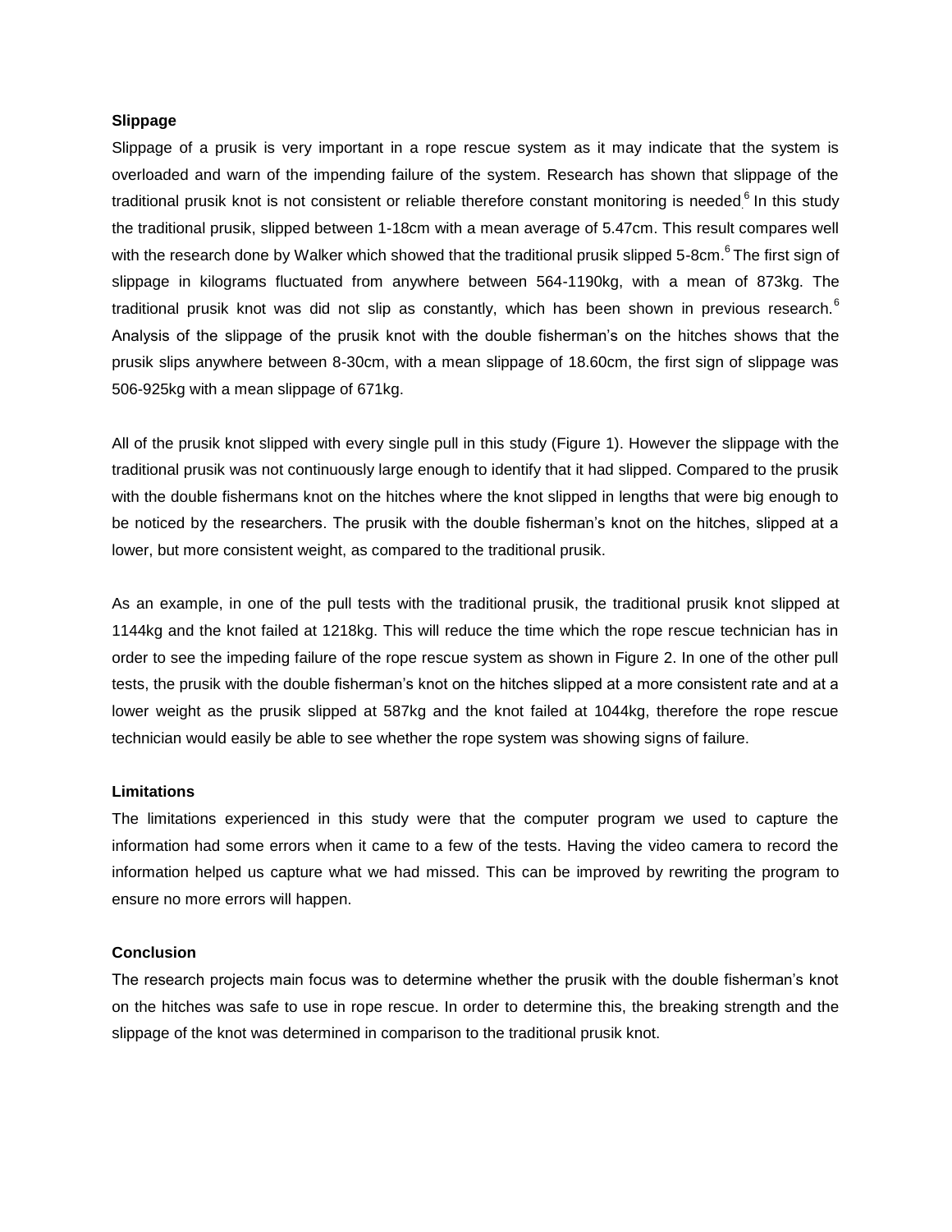### Slippage

Slippage of a prusik is very important in a rope rescue system as it may indicate that the system is overloaded and warn of the impending failure of the system. Research has shown that slippage of the traditional prusik knot is not consistent or reliable therefore constant monitoring is needed.[6] In this study the traditional prusik, slipped between 1-18cm with a mean average of 5.47cm. This result compares well with the research done by Walker which showed that the traditional prusik slipped 5-8cm.[6] The first sign of slippage in kilograms fluctuated from anywhere between 564-1190kg, with a mean of 873kg. The traditional prusik knot was did not slip as constantly, which has been shown in previous research.[6] Analysis of the slippage of the prusik knot with the double fisherman's on the hitches shows that the prusik slips anywhere between 8-30cm, with a mean slippage of 18.60cm, the first sign of slippage was 506-925kg with a mean slippage of 671kg.

All of the prusik knot slipped with every single pull in this study (Figure 1). However the slippage with the traditional prusik was not continuously large enough to identify that it had slipped. Compared to the prusik with the double fishermans knot on the hitches where the knot slipped in lengths that were big enough to be noticed by the researchers. The prusik with the double fisherman's knot on the hitches, slipped at a lower, but more consistent weight, as compared to the traditional prusik.

As an example, in one of the pull tests with the traditional prusik, the traditional prusik knot slipped at 1144kg and the knot failed at 1218kg. This will reduce the time which the rope rescue technician has in order to see the impeding failure of the rope rescue system as shown in Figure 2. In one of the other pull tests, the prusik with the double fisherman's knot on the hitches slipped at a more consistent rate and at a lower weight as the prusik slipped at 587kg and the knot failed at 1044kg, therefore the rope rescue technician would easily be able to see whether the rope system was showing signs of failure.

### Limitations

The limitations experienced in this study were that the computer program we used to capture the information had some errors when it came to a few of the tests. Having the video camera to record the information helped us capture what we had missed. This can be improved by rewriting the program to ensure no more errors will happen.

### Conclusion

The research projects main focus was to determine whether the prusik with the double fisherman's knot on the hitches was safe to use in rope rescue. In order to determine this, the breaking strength and the slippage of the knot was determined in comparison to the traditional prusik knot.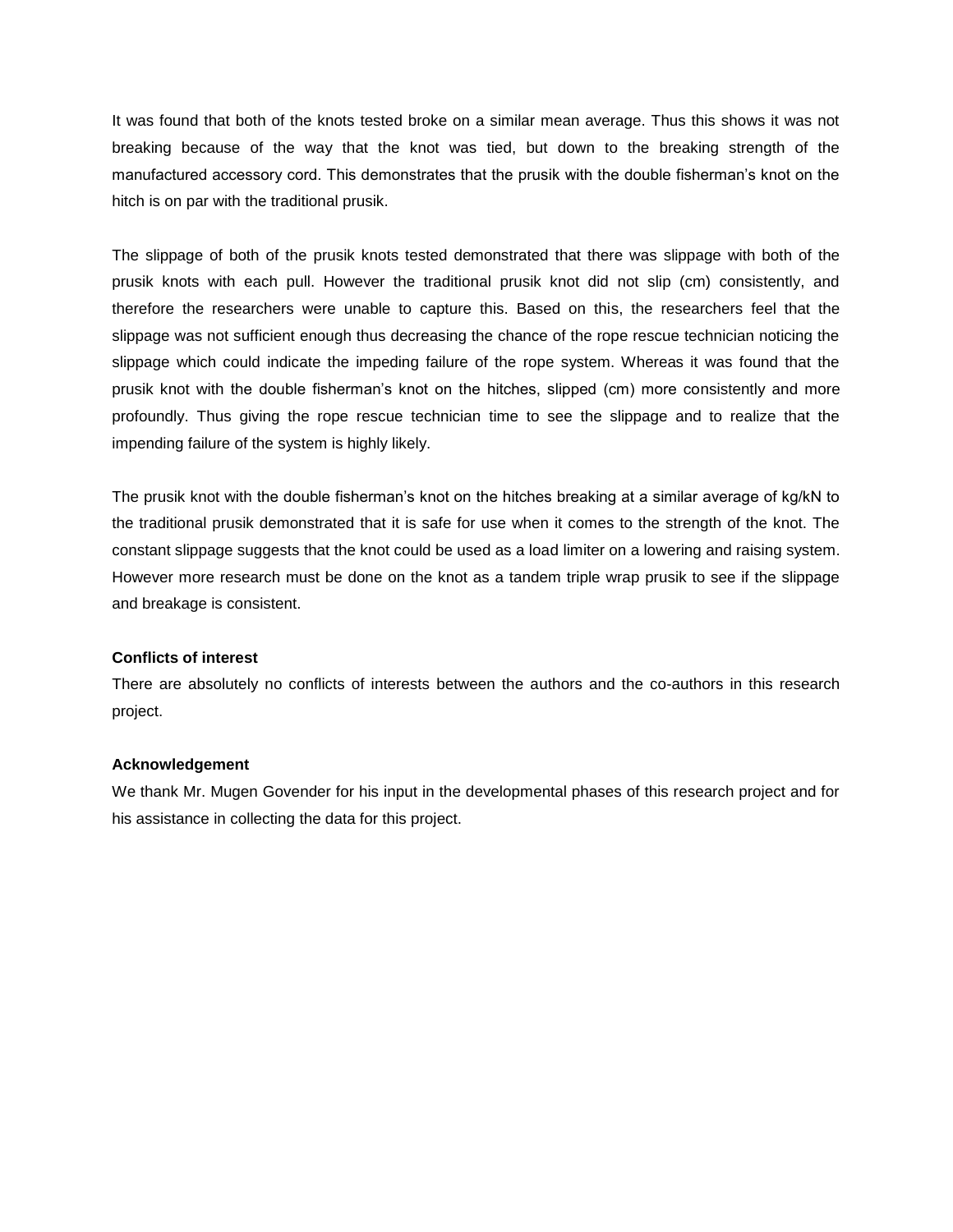It was found that both of the knots tested broke on a similar mean average. Thus this shows it was not breaking because of the way that the knot was tied, but down to the breaking strength of the manufactured accessory cord. This demonstrates that the prusik with the double fisherman's knot on the hitch is on par with the traditional prusik.

The slippage of both of the prusik knots tested demonstrated that there was slippage with both of the prusik knots with each pull. However the traditional prusik knot did not slip (cm) consistently, and therefore the researchers were unable to capture this. Based on this, the researchers feel that the slippage was not sufficient enough thus decreasing the chance of the rope rescue technician noticing the slippage which could indicate the impeding failure of the rope system. Whereas it was found that the prusik knot with the double fisherman's knot on the hitches, slipped (cm) more consistently and more profoundly. Thus giving the rope rescue technician time to see the slippage and to realize that the impending failure of the system is highly likely.

The prusik knot with the double fisherman's knot on the hitches breaking at a similar average of kg/kN to the traditional prusik demonstrated that it is safe for use when it comes to the strength of the knot. The constant slippage suggests that the knot could be used as a load limiter on a lowering and raising system. However more research must be done on the knot as a tandem triple wrap prusik to see if the slippage and breakage is consistent.

**Conflicts of interest**

There are absolutely no conflicts of interests between the authors and the co-authors in this research project.

**Acknowledgement**

We thank Mr. Mugen Govender for his input in the developmental phases of this research project and for his assistance in collecting the data for this project.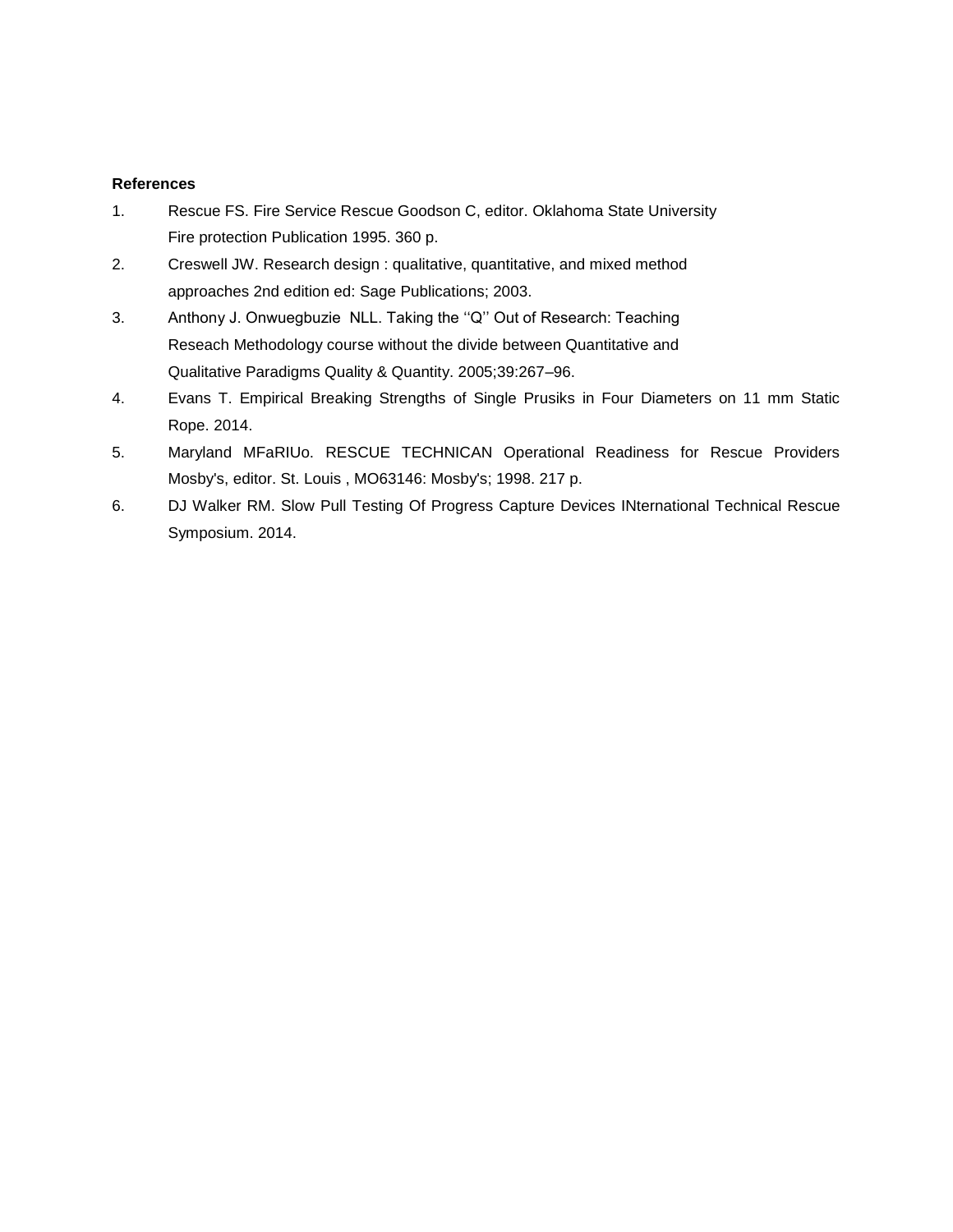**References**

1. Rescue FS. Fire Service Rescue Goodson C, editor. Oklahoma State University Fire protection Publication 1995. 360 p.
2. Creswell JW. Research design : qualitative, quantitative, and mixed method approaches 2nd edition ed: Sage Publications; 2003.
3. Anthony J. Onwuegbuzie NLL. Taking the ''Q'' Out of Research: Teaching Reseach Methodology course without the divide between Quantitative and Qualitative Paradigms Quality & Quantity. 2005;39:267–96.
4. Evans T. Empirical Breaking Strengths of Single Prusiks in Four Diameters on 11 mm Static Rope. 2014.
5. Maryland MFaRIUo. RESCUE TECHNICAN Operational Readiness for Rescue Providers Mosby's, editor. St. Louis , MO63146: Mosby's; 1998. 217 p.
6. DJ Walker RM. Slow Pull Testing Of Progress Capture Devices INternational Technical Rescue Symposium. 2014.